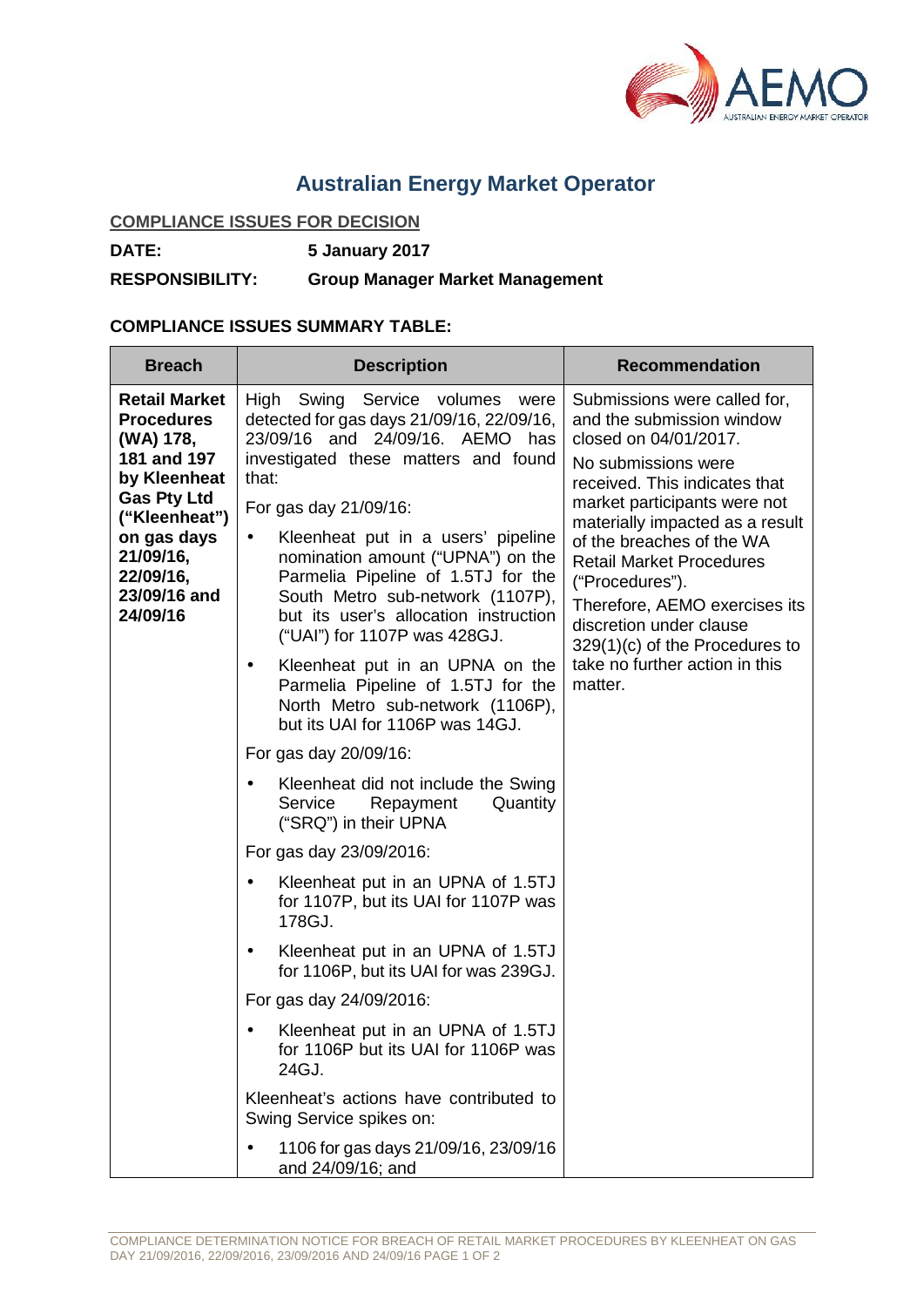# Australian Energy Market Operator

**COMPLIANCE ISSUES FOR DECISION**

**DATE:** **5 January 2017**

**RESPONSIBILITY:** **Group Manager Market Management**

**COMPLIANCE ISSUES SUMMARY TABLE:**

| Breach | Description | Recommendation |
|---|---|---|
| **Retail Market Procedures (WA) 178, 181 and 197 by Kleenheat Gas Pty Ltd ("Kleenheat") on gas days 21/09/16, 22/09/16, 23/09/16 and 24/09/16** | High Swing Service volumes were detected for gas days 21/09/16, 22/09/16, 23/09/16 and 24/09/16. AEMO has investigated these matters and found that:<br><br>For gas day 21/09/16:<br><br>• Kleenheat put in a users' pipeline nomination amount ("UPNA") on the Parmelia Pipeline of 1.5TJ for the South Metro sub-network (1107P), but its user's allocation instruction ("UAI") for 1107P was 428GJ.<br><br>• Kleenheat put in an UPNA on the Parmelia Pipeline of 1.5TJ for the North Metro sub-network (1106P), but its UAI for 1106P was 14GJ.<br><br>For gas day 20/09/16:<br><br>• Kleenheat did not include the Swing Service Repayment Quantity ("SRQ") in their UPNA<br><br>For gas day 23/09/2016:<br><br>• Kleenheat put in an UPNA of 1.5TJ for 1107P, but its UAI for 1107P was 178GJ.<br><br>• Kleenheat put in an UPNA of 1.5TJ for 1106P, but its UAI for was 239GJ.<br><br>For gas day 24/09/2016:<br><br>• Kleenheat put in an UPNA of 1.5TJ for 1106P but its UAI for 1106P was 24GJ.<br><br>Kleenheat's actions have contributed to Swing Service spikes on:<br><br>• 1106 for gas days 21/09/16, 23/09/16 and 24/09/16; and | Submissions were called for, and the submission window closed on 04/01/2017.<br><br>No submissions were received. This indicates that market participants were not materially impacted as a result of the breaches of the WA Retail Market Procedures ("Procedures").<br><br>Therefore, AEMO exercises its discretion under clause 329(1)(c) of the Procedures to take no further action in this matter. |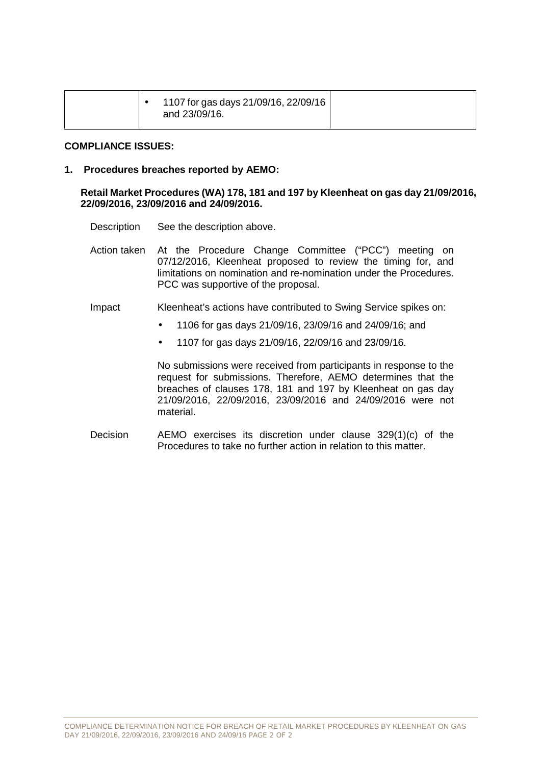| | | |
|---|---|---|
| | • 1107 for gas days 21/09/16, 22/09/16 and 23/09/16. | |

**COMPLIANCE ISSUES:**

**1. Procedures breaches reported by AEMO:**

**Retail Market Procedures (WA) 178, 181 and 197 by Kleenheat on gas day 21/09/2016, 22/09/2016, 23/09/2016 and 24/09/2016.**

Description: See the description above.

Action taken: At the Procedure Change Committee ("PCC") meeting on 07/12/2016, Kleenheat proposed to review the timing for, and limitations on nomination and re-nomination under the Procedures. PCC was supportive of the proposal.

Impact: Kleenheat's actions have contributed to Swing Service spikes on:

- 1106 for gas days 21/09/16, 23/09/16 and 24/09/16; and
- 1107 for gas days 21/09/16, 22/09/16 and 23/09/16.

No submissions were received from participants in response to the request for submissions. Therefore, AEMO determines that the breaches of clauses 178, 181 and 197 by Kleenheat on gas day 21/09/2016, 22/09/2016, 23/09/2016 and 24/09/2016 were not material.

Decision: AEMO exercises its discretion under clause 329(1)(c) of the Procedures to take no further action in relation to this matter.